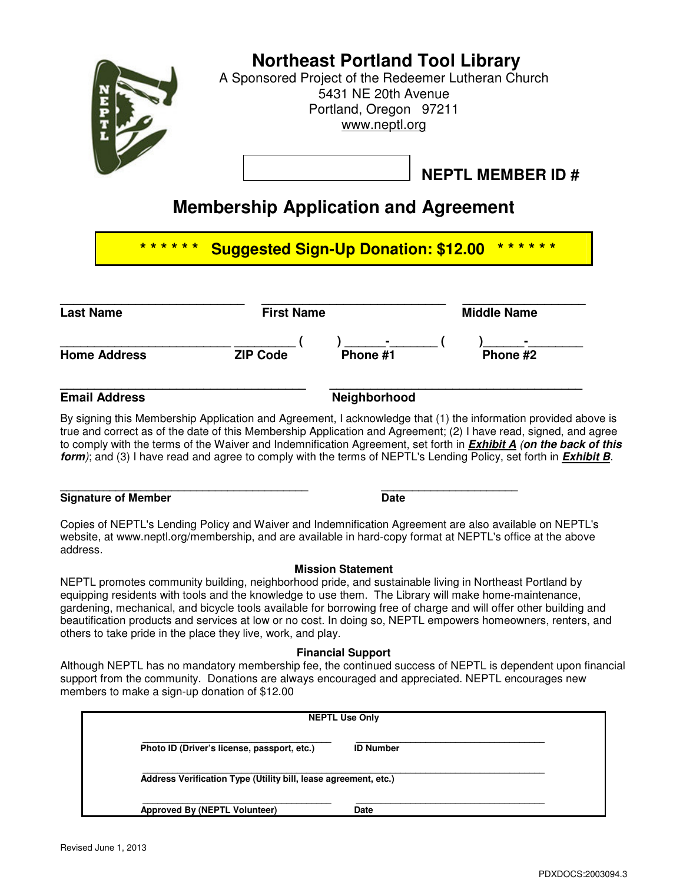# Northeast Portland Tool Library

A Sponsored Project of the Redeemer Lutheran Church
5431 NE 20th Avenue
Portland, Oregon 97211
www.neptl.org

**NEPTL MEMBER ID #** ____________

## Membership Application and Agreement

**\* \* \* \* \* \* Suggested Sign-Up Donation: $12.00 \* \* \* \* \* \***

| **Last Name** | **First Name** | **Middle Name** |
|---|---|---|
| | | |

| **Home Address** | **ZIP Code** | **Phone #1** ( ) ___-____ | **Phone #2** ( ) ___-____ |
|---|---|---|---|
| | | | |

| **Email Address** | **Neighborhood** |
|---|---|
| | |

By signing this Membership Application and Agreement, I acknowledge that (1) the information provided above is true and correct as of the date of this Membership Application and Agreement; (2) I have read, signed, and agree to comply with the terms of the Waiver and Indemnification Agreement, set forth in ***Exhibit A*** *(**on the back of this form**)*; and (3) I have read and agree to comply with the terms of NEPTL's Lending Policy, set forth in ***Exhibit B***.

| **Signature of Member** | **Date** |
|---|---|
| | |

Copies of NEPTL's Lending Policy and Waiver and Indemnification Agreement are also available on NEPTL's website, at www.neptl.org/membership, and are available in hard-copy format at NEPTL's office at the above address.

### Mission Statement

NEPTL promotes community building, neighborhood pride, and sustainable living in Northeast Portland by equipping residents with tools and the knowledge to use them. The Library will make home-maintenance, gardening, mechanical, and bicycle tools available for borrowing free of charge and will offer other building and beautification products and services at low or no cost. In doing so, NEPTL empowers homeowners, renters, and others to take pride in the place they live, work, and play.

### Financial Support

Although NEPTL has no mandatory membership fee, the continued success of NEPTL is dependent upon financial support from the community. Donations are always encouraged and appreciated. NEPTL encourages new members to make a sign-up donation of $12.00

**NEPTL Use Only**

| **Photo ID (Driver's license, passport, etc.)** | **ID Number** |
|---|---|
| | |
| **Address Verification Type (Utility bill, lease agreement, etc.)** | |
| **Approved By (NEPTL Volunteer)** | **Date** |

Revised June 1, 2013

PDXDOCS:2003094.3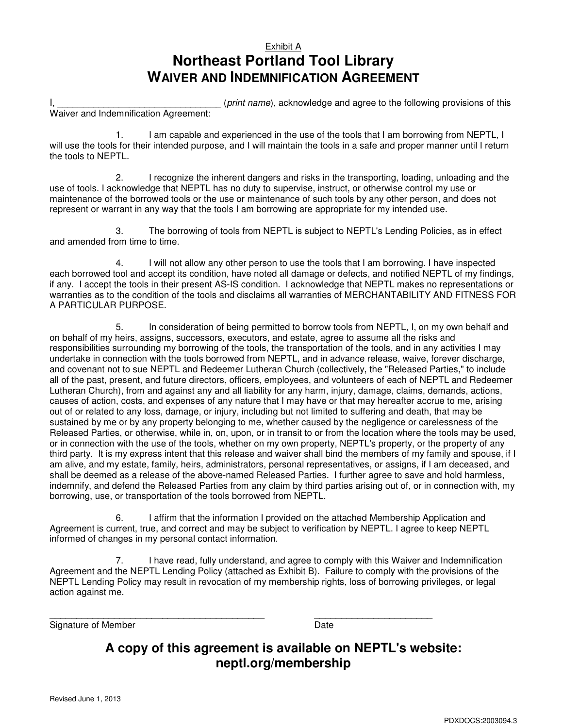Exhibit A

# Northeast Portland Tool Library

## WAIVER AND INDEMNIFICATION AGREEMENT

I, _______________________________ (*print name*), acknowledge and agree to the following provisions of this Waiver and Indemnification Agreement:

1. I am capable and experienced in the use of the tools that I am borrowing from NEPTL, I will use the tools for their intended purpose, and I will maintain the tools in a safe and proper manner until I return the tools to NEPTL.

2. I recognize the inherent dangers and risks in the transporting, loading, unloading and the use of tools. I acknowledge that NEPTL has no duty to supervise, instruct, or otherwise control my use or maintenance of the borrowed tools or the use or maintenance of such tools by any other person, and does not represent or warrant in any way that the tools I am borrowing are appropriate for my intended use.

3. The borrowing of tools from NEPTL is subject to NEPTL's Lending Policies, as in effect and amended from time to time.

4. I will not allow any other person to use the tools that I am borrowing. I have inspected each borrowed tool and accept its condition, have noted all damage or defects, and notified NEPTL of my findings, if any. I accept the tools in their present AS-IS condition. I acknowledge that NEPTL makes no representations or warranties as to the condition of the tools and disclaims all warranties of MERCHANTABILITY AND FITNESS FOR A PARTICULAR PURPOSE.

5. In consideration of being permitted to borrow tools from NEPTL, I, on my own behalf and on behalf of my heirs, assigns, successors, executors, and estate, agree to assume all the risks and responsibilities surrounding my borrowing of the tools, the transportation of the tools, and in any activities I may undertake in connection with the tools borrowed from NEPTL, and in advance release, waive, forever discharge, and covenant not to sue NEPTL and Redeemer Lutheran Church (collectively, the "Released Parties," to include all of the past, present, and future directors, officers, employees, and volunteers of each of NEPTL and Redeemer Lutheran Church), from and against any and all liability for any harm, injury, damage, claims, demands, actions, causes of action, costs, and expenses of any nature that I may have or that may hereafter accrue to me, arising out of or related to any loss, damage, or injury, including but not limited to suffering and death, that may be sustained by me or by any property belonging to me, whether caused by the negligence or carelessness of the Released Parties, or otherwise, while in, on, upon, or in transit to or from the location where the tools may be used, or in connection with the use of the tools, whether on my own property, NEPTL's property, or the property of any third party. It is my express intent that this release and waiver shall bind the members of my family and spouse, if I am alive, and my estate, family, heirs, administrators, personal representatives, or assigns, if I am deceased, and shall be deemed as a release of the above-named Released Parties. I further agree to save and hold harmless, indemnify, and defend the Released Parties from any claim by third parties arising out of, or in connection with, my borrowing, use, or transportation of the tools borrowed from NEPTL.

6. I affirm that the information I provided on the attached Membership Application and Agreement is current, true, and correct and may be subject to verification by NEPTL. I agree to keep NEPTL informed of changes in my personal contact information.

7. I have read, fully understand, and agree to comply with this Waiver and Indemnification Agreement and the NEPTL Lending Policy (attached as Exhibit B). Failure to comply with the provisions of the NEPTL Lending Policy may result in revocation of my membership rights, loss of borrowing privileges, or legal action against me.

___________________________________________ Signature of Member

_______________________ Date

**A copy of this agreement is available on NEPTL's website: neptl.org/membership**

Revised June 1, 2013

PDXDOCS:2003094.3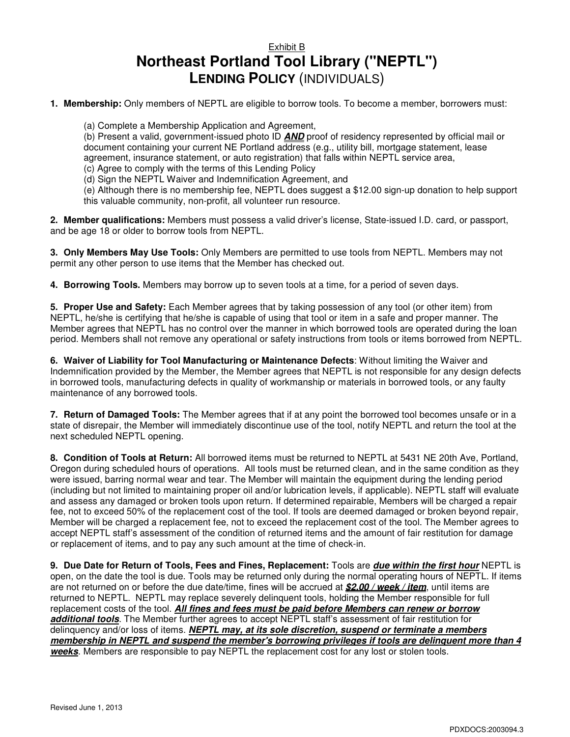Exhibit B

# Northeast Portland Tool Library ("NEPTL")

## LENDING POLICY (INDIVIDUALS)

1. **Membership:** Only members of NEPTL are eligible to borrow tools. To become a member, borrowers must:

   (a) Complete a Membership Application and Agreement,
   (b) Present a valid, government-issued photo ID ***AND*** proof of residency represented by official mail or document containing your current NE Portland address (e.g., utility bill, mortgage statement, lease agreement, insurance statement, or auto registration) that falls within NEPTL service area,
   (c) Agree to comply with the terms of this Lending Policy
   (d) Sign the NEPTL Waiver and Indemnification Agreement, and
   (e) Although there is no membership fee, NEPTL does suggest a $12.00 sign-up donation to help support this valuable community, non-profit, all volunteer run resource.

2. **Member qualifications:** Members must possess a valid driver's license, State-issued I.D. card, or passport, and be age 18 or older to borrow tools from NEPTL.

3. **Only Members May Use Tools:** Only Members are permitted to use tools from NEPTL. Members may not permit any other person to use items that the Member has checked out.

4. **Borrowing Tools.** Members may borrow up to seven tools at a time, for a period of seven days.

5. **Proper Use and Safety:** Each Member agrees that by taking possession of any tool (or other item) from NEPTL, he/she is certifying that he/she is capable of using that tool or item in a safe and proper manner. The Member agrees that NEPTL has no control over the manner in which borrowed tools are operated during the loan period. Members shall not remove any operational or safety instructions from tools or items borrowed from NEPTL.

6. **Waiver of Liability for Tool Manufacturing or Maintenance Defects**: Without limiting the Waiver and Indemnification provided by the Member, the Member agrees that NEPTL is not responsible for any design defects in borrowed tools, manufacturing defects in quality of workmanship or materials in borrowed tools, or any faulty maintenance of any borrowed tools.

7. **Return of Damaged Tools:** The Member agrees that if at any point the borrowed tool becomes unsafe or in a state of disrepair, the Member will immediately discontinue use of the tool, notify NEPTL and return the tool at the next scheduled NEPTL opening.

8. **Condition of Tools at Return:** All borrowed items must be returned to NEPTL at 5431 NE 20th Ave, Portland, Oregon during scheduled hours of operations. All tools must be returned clean, and in the same condition as they were issued, barring normal wear and tear. The Member will maintain the equipment during the lending period (including but not limited to maintaining proper oil and/or lubrication levels, if applicable). NEPTL staff will evaluate and assess any damaged or broken tools upon return. If determined repairable, Members will be charged a repair fee, not to exceed 50% of the replacement cost of the tool. If tools are deemed damaged or broken beyond repair, Member will be charged a replacement fee, not to exceed the replacement cost of the tool. The Member agrees to accept NEPTL staff's assessment of the condition of returned items and the amount of fair restitution for damage or replacement of items, and to pay any such amount at the time of check-in.

9. **Due Date for Return of Tools, Fees and Fines, Replacement:** Tools are ***due within the first hour*** NEPTL is open, on the date the tool is due. Tools may be returned only during the normal operating hours of NEPTL. If items are not returned on or before the due date/time, fines will be accrued at ***$2.00 / week / item***, until items are returned to NEPTL. NEPTL may replace severely delinquent tools, holding the Member responsible for full replacement costs of the tool. ***All fines and fees must be paid before Members can renew or borrow additional tools***. The Member further agrees to accept NEPTL staff's assessment of fair restitution for delinquency and/or loss of items. ***NEPTL may, at its sole discretion, suspend or terminate a members membership in NEPTL and suspend the member's borrowing privileges if tools are delinquent more than 4 weeks***. Members are responsible to pay NEPTL the replacement cost for any lost or stolen tools.

Revised June 1, 2013

PDXDOCS:2003094.3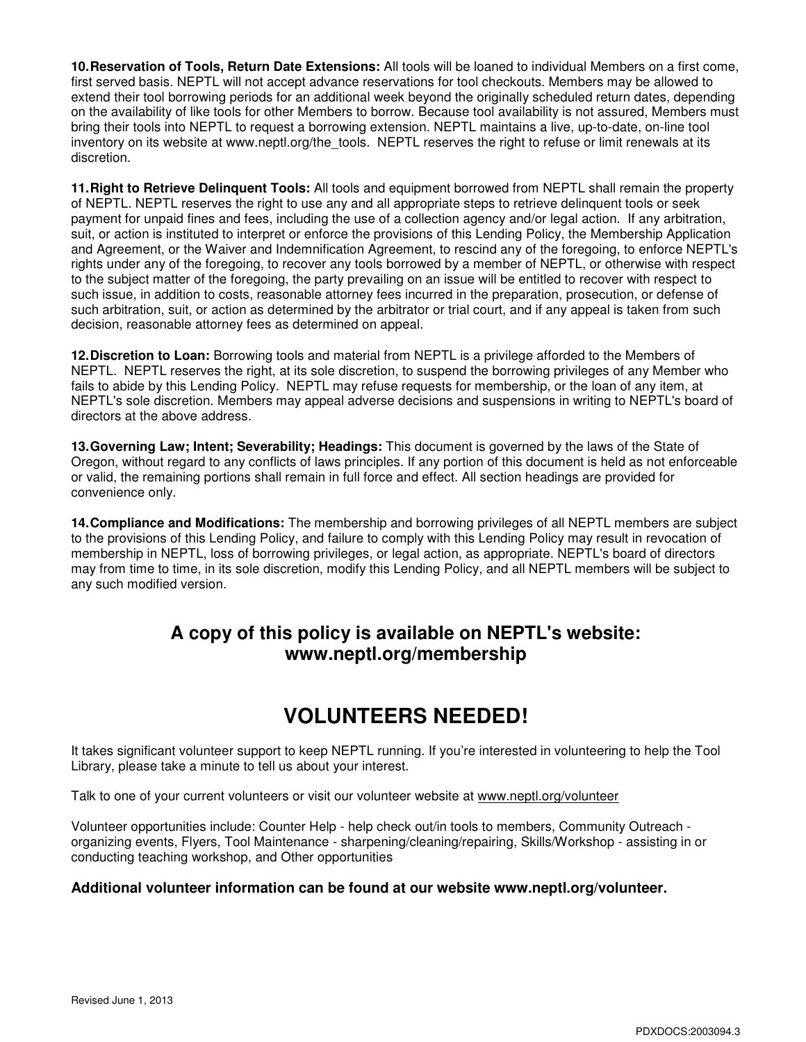**10. Reservation of Tools, Return Date Extensions:** All tools will be loaned to individual Members on a first come, first served basis. NEPTL will not accept advance reservations for tool checkouts. Members may be allowed to extend their tool borrowing periods for an additional week beyond the originally scheduled return dates, depending on the availability of like tools for other Members to borrow. Because tool availability is not assured, Members must bring their tools into NEPTL to request a borrowing extension. NEPTL maintains a live, up-to-date, on-line tool inventory on its website at www.neptl.org/the_tools. NEPTL reserves the right to refuse or limit renewals at its discretion.

**11. Right to Retrieve Delinquent Tools:** All tools and equipment borrowed from NEPTL shall remain the property of NEPTL. NEPTL reserves the right to use any and all appropriate steps to retrieve delinquent tools or seek payment for unpaid fines and fees, including the use of a collection agency and/or legal action. If any arbitration, suit, or action is instituted to interpret or enforce the provisions of this Lending Policy, the Membership Application and Agreement, or the Waiver and Indemnification Agreement, to rescind any of the foregoing, to enforce NEPTL's rights under any of the foregoing, to recover any tools borrowed by a member of NEPTL, or otherwise with respect to the subject matter of the foregoing, the party prevailing on an issue will be entitled to recover with respect to such issue, in addition to costs, reasonable attorney fees incurred in the preparation, prosecution, or defense of such arbitration, suit, or action as determined by the arbitrator or trial court, and if any appeal is taken from such decision, reasonable attorney fees as determined on appeal.

**12. Discretion to Loan:** Borrowing tools and material from NEPTL is a privilege afforded to the Members of NEPTL. NEPTL reserves the right, at its sole discretion, to suspend the borrowing privileges of any Member who fails to abide by this Lending Policy. NEPTL may refuse requests for membership, or the loan of any item, at NEPTL's sole discretion. Members may appeal adverse decisions and suspensions in writing to NEPTL's board of directors at the above address.

**13. Governing Law; Intent; Severability; Headings:** This document is governed by the laws of the State of Oregon, without regard to any conflicts of laws principles. If any portion of this document is held as not enforceable or valid, the remaining portions shall remain in full force and effect. All section headings are provided for convenience only.

**14. Compliance and Modifications:** The membership and borrowing privileges of all NEPTL members are subject to the provisions of this Lending Policy, and failure to comply with this Lending Policy may result in revocation of membership in NEPTL, loss of borrowing privileges, or legal action, as appropriate. NEPTL's board of directors may from time to time, in its sole discretion, modify this Lending Policy, and all NEPTL members will be subject to any such modified version.

## A copy of this policy is available on NEPTL's website: www.neptl.org/membership

# VOLUNTEERS NEEDED!

It takes significant volunteer support to keep NEPTL running. If you're interested in volunteering to help the Tool Library, please take a minute to tell us about your interest.

Talk to one of your current volunteers or visit our volunteer website at www.neptl.org/volunteer

Volunteer opportunities include: Counter Help - help check out/in tools to members, Community Outreach - organizing events, Flyers, Tool Maintenance - sharpening/cleaning/repairing, Skills/Workshop - assisting in or conducting teaching workshop, and Other opportunities

**Additional volunteer information can be found at our website www.neptl.org/volunteer.**

Revised June 1, 2013

PDXDOCS:2003094.3